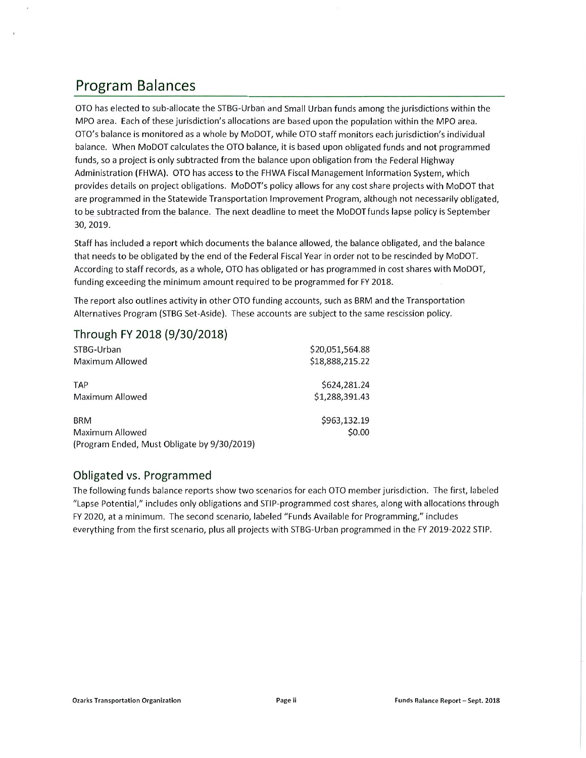# Program Balances

OTO has elected to sub-allocate the STBG-Urban and Small Urban funds among the jurisdictions within the MPO area. Each of these jurisdiction's allocations are based upon the population within the MPO area. OTO's balance is monitored as a whole by MoDOT, while OTO staff monitors each jurisdiction's individual balance. When MoDOT calculates the OTO balance, it is based upon obligated funds and not programmed funds, so a project is only subtracted from the balance upon obligation from the Federal Highway Administration (FHWA). OTO has access to the FHWA Fiscal Management Information System, which provides details on project obligations. MoDOT's policy allows for any cost share projects with MoDOT that are programmed in the Statewide Transportation Improvement Program, although not necessarily obligated, to be subtracted from the balance. The next deadline to meet the MoDOT funds lapse policy is September 30, 2019.

Staff has included a report which documents the balance allowed, the balance obligated, and the balance that needs to be obligated by the end of the Federal Fiscal Year in order not to be rescinded by MoDOT. According to staff records, as a whole, OTO has obligated or has programmed in cost shares with MoDOT, funding exceeding the minimum amount required to be programmed for FY 2018.

The report also outlines activity in other OTO funding accounts, such as BRM and the Transportation Alternatives Program (STBG Set-Aside). These accounts are subject to the same rescission policy.

## Through FY 2018 (9/30/2018)

| | |
|---|---|
| STBG-Urban | $20,051,564.88 |
| Maximum Allowed | $18,888,215.22 |
| | |
| TAP | $624,281.24 |
| Maximum Allowed | $1,288,391.43 |
| | |
| BRM | $963,132.19 |
| Maximum Allowed | $0.00 |
| (Program Ended, Must Obligate by 9/30/2019) | |

## Obligated vs. Programmed

The following funds balance reports show two scenarios for each OTO member jurisdiction. The first, labeled "Lapse Potential," includes only obligations and STIP-programmed cost shares, along with allocations through FY 2020, at a minimum. The second scenario, labeled "Funds Available for Programming," includes everything from the first scenario, plus all projects with STBG-Urban programmed in the FY 2019-2022 STIP.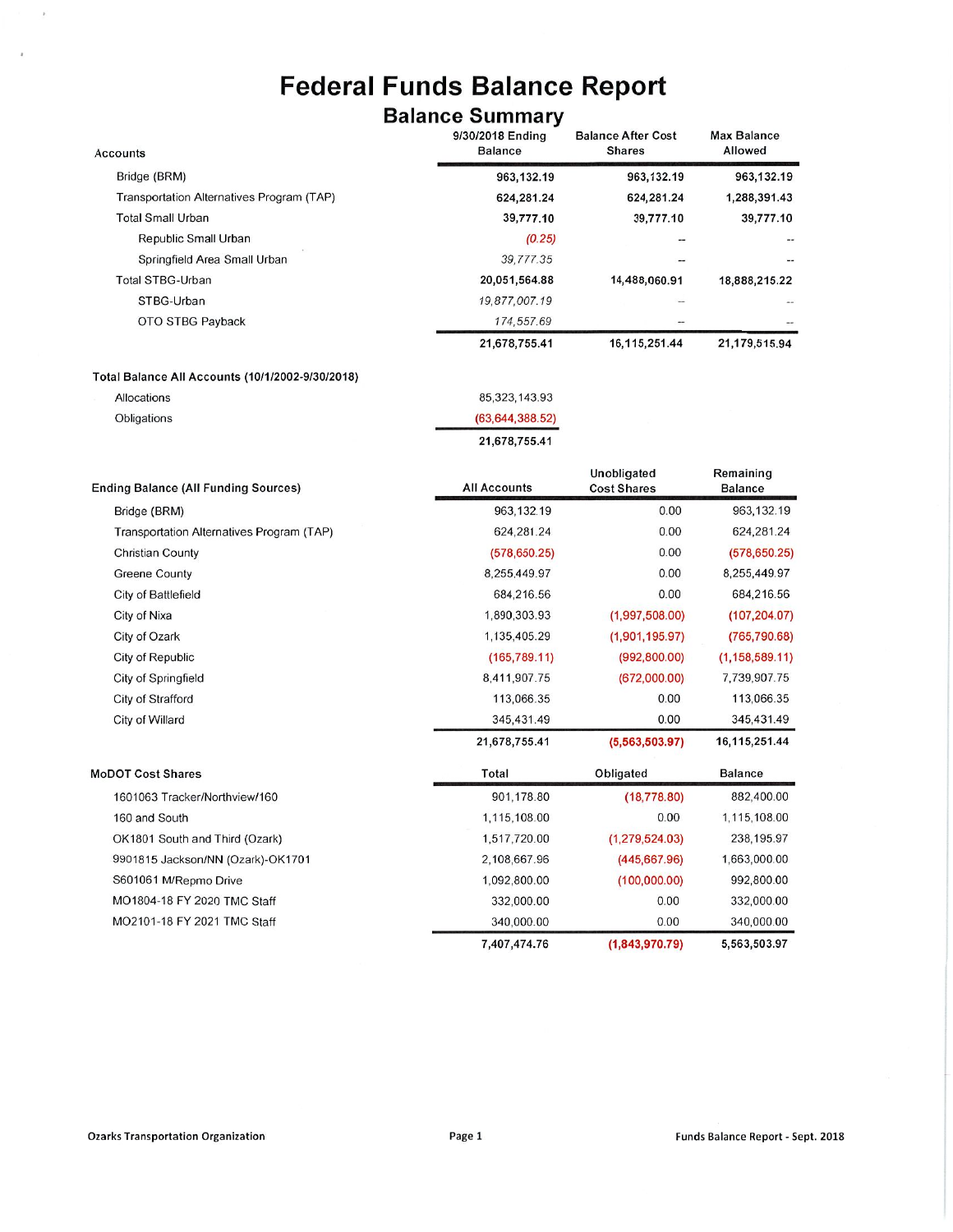# Federal Funds Balance Report

## Balance Summary

| Accounts | 9/30/2018 Ending Balance | Balance After Cost Shares | Max Balance Allowed |
|---|---|---|---|
| Bridge (BRM) | **963,132.19** | **963,132.19** | **963,132.19** |
| Transportation Alternatives Program (TAP) | **624,281.24** | **624,281.24** | **1,288,391.43** |
| Total Small Urban | **39,777.10** | **39,777.10** | **39,777.10** |
| Republic Small Urban | *(0.25)* | -- | -- |
| Springfield Area Small Urban | *39,777.35* | -- | -- |
| Total STBG-Urban | **20,051,564.88** | **14,488,060.91** | **18,888,215.22** |
| STBG-Urban | *19,877,007.19* | -- | -- |
| OTO STBG Payback | *174,557.69* | -- | -- |
| | **21,678,755.41** | **16,115,251.44** | **21,179,515.94** |

**Total Balance All Accounts (10/1/2002-9/30/2018)**

| | |
|---|---|
| Allocations | 85,323,143.93 |
| Obligations | (63,644,388.52) |
| | **21,678,755.41** |

| Ending Balance (All Funding Sources) | All Accounts | Unobligated Cost Shares | Remaining Balance |
|---|---|---|---|
| Bridge (BRM) | 963,132.19 | 0.00 | 963,132.19 |
| Transportation Alternatives Program (TAP) | 624,281.24 | 0.00 | 624,281.24 |
| Christian County | (578,650.25) | 0.00 | (578,650.25) |
| Greene County | 8,255,449.97 | 0.00 | 8,255,449.97 |
| City of Battlefield | 684,216.56 | 0.00 | 684,216.56 |
| City of Nixa | 1,890,303.93 | (1,997,508.00) | (107,204.07) |
| City of Ozark | 1,135,405.29 | (1,901,195.97) | (765,790.68) |
| City of Republic | (165,789.11) | (992,800.00) | (1,158,589.11) |
| City of Springfield | 8,411,907.75 | (672,000.00) | 7,739,907.75 |
| City of Strafford | 113,066.35 | 0.00 | 113,066.35 |
| City of Willard | 345,431.49 | 0.00 | 345,431.49 |
| | **21,678,755.41** | **(5,563,503.97)** | **16,115,251.44** |

| MoDOT Cost Shares | Total | Obligated | Balance |
|---|---|---|---|
| 1601063 Tracker/Northview/160 | 901,178.80 | (18,778.80) | 882,400.00 |
| 160 and South | 1,115,108.00 | 0.00 | 1,115,108.00 |
| OK1801 South and Third (Ozark) | 1,517,720.00 | (1,279,524.03) | 238,195.97 |
| 9901815 Jackson/NN (Ozark)-OK1701 | 2,108,667.96 | (445,667.96) | 1,663,000.00 |
| S601061 M/Repmo Drive | 1,092,800.00 | (100,000.00) | 992,800.00 |
| MO1804-18 FY 2020 TMC Staff | 332,000.00 | 0.00 | 332,000.00 |
| MO2101-18 FY 2021 TMC Staff | 340,000.00 | 0.00 | 340,000.00 |
| | **7,407,474.76** | **(1,843,970.79)** | **5,563,503.97** |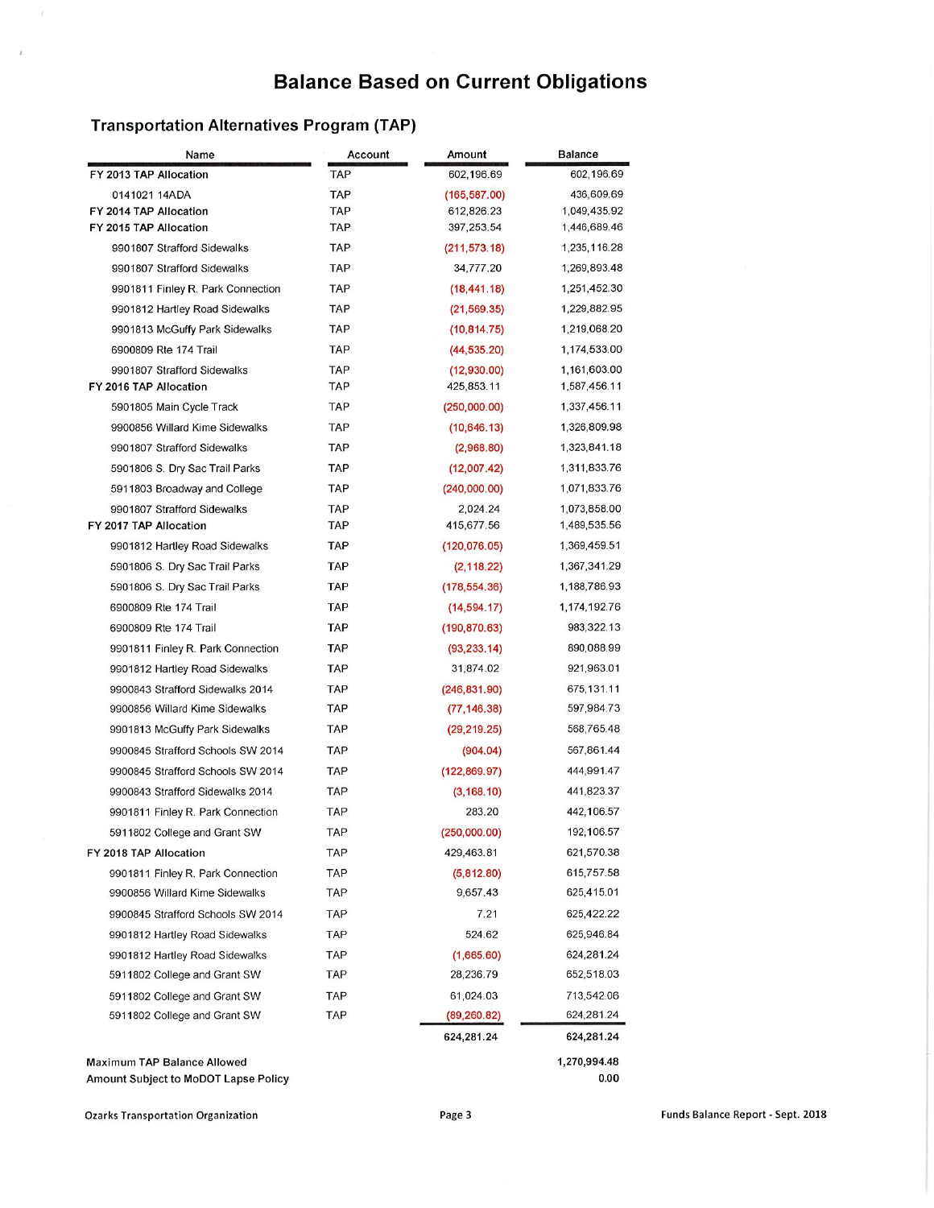# Balance Based on Current Obligations

## Transportation Alternatives Program (TAP)

| Name | Account | Amount | Balance |
|---|---|---|---|
| **FY 2013 TAP Allocation** | TAP | 602,196.69 | 602,196.69 |
| 0141021 14ADA | TAP | (165,587.00) | 436,609.69 |
| **FY 2014 TAP Allocation** | TAP | 612,826.23 | 1,049,435.92 |
| **FY 2015 TAP Allocation** | TAP | 397,253.54 | 1,446,689.46 |
| 9901807 Strafford Sidewalks | TAP | (211,573.18) | 1,235,116.28 |
| 9901807 Strafford Sidewalks | TAP | 34,777.20 | 1,269,893.48 |
| 9901811 Finley R. Park Connection | TAP | (18,441.18) | 1,251,452.30 |
| 9901812 Hartley Road Sidewalks | TAP | (21,569.35) | 1,229,882.95 |
| 9901813 McGuffy Park Sidewalks | TAP | (10,814.75) | 1,219,068.20 |
| 6900809 Rte 174 Trail | TAP | (44,535.20) | 1,174,533.00 |
| 9901807 Strafford Sidewalks | TAP | (12,930.00) | 1,161,603.00 |
| **FY 2016 TAP Allocation** | TAP | 425,853.11 | 1,587,456.11 |
| 5901805 Main Cycle Track | TAP | (250,000.00) | 1,337,456.11 |
| 9900856 Willard Kime Sidewalks | TAP | (10,646.13) | 1,326,809.98 |
| 9901807 Strafford Sidewalks | TAP | (2,968.80) | 1,323,841.18 |
| 5901806 S. Dry Sac Trail Parks | TAP | (12,007.42) | 1,311,833.76 |
| 5911803 Broadway and College | TAP | (240,000.00) | 1,071,833.76 |
| 9901807 Strafford Sidewalks | TAP | 2,024.24 | 1,073,858.00 |
| **FY 2017 TAP Allocation** | TAP | 415,677.56 | 1,489,535.56 |
| 9901812 Hartley Road Sidewalks | TAP | (120,076.05) | 1,369,459.51 |
| 5901806 S. Dry Sac Trail Parks | TAP | (2,118.22) | 1,367,341.29 |
| 5901806 S. Dry Sac Trail Parks | TAP | (178,554.36) | 1,188,786.93 |
| 6900809 Rte 174 Trail | TAP | (14,594.17) | 1,174,192.76 |
| 6900809 Rte 174 Trail | TAP | (190,870.63) | 983,322.13 |
| 9901811 Finley R. Park Connection | TAP | (93,233.14) | 890,088.99 |
| 9901812 Hartley Road Sidewalks | TAP | 31,874.02 | 921,963.01 |
| 9900843 Strafford Sidewalks 2014 | TAP | (246,831.90) | 675,131.11 |
| 9900856 Willard Kime Sidewalks | TAP | (77,146.38) | 597,984.73 |
| 9901813 McGuffy Park Sidewalks | TAP | (29,219.25) | 568,765.48 |
| 9900845 Strafford Schools SW 2014 | TAP | (904.04) | 567,861.44 |
| 9900845 Strafford Schools SW 2014 | TAP | (122,869.97) | 444,991.47 |
| 9900843 Strafford Sidewalks 2014 | TAP | (3,168.10) | 441,823.37 |
| 9901811 Finley R. Park Connection | TAP | 283.20 | 442,106.57 |
| 5911802 College and Grant SW | TAP | (250,000.00) | 192,106.57 |
| **FY 2018 TAP Allocation** | TAP | 429,463.81 | 621,570.38 |
| 9901811 Finley R. Park Connection | TAP | (5,812.80) | 615,757.58 |
| 9900856 Willard Kime Sidewalks | TAP | 9,657.43 | 625,415.01 |
| 9900845 Strafford Schools SW 2014 | TAP | 7.21 | 625,422.22 |
| 9901812 Hartley Road Sidewalks | TAP | 524.62 | 625,946.84 |
| 9901812 Hartley Road Sidewalks | TAP | (1,665.60) | 624,281.24 |
| 5911802 College and Grant SW | TAP | 28,236.79 | 652,518.03 |
| 5911802 College and Grant SW | TAP | 61,024.03 | 713,542.06 |
| 5911802 College and Grant SW | TAP | (89,260.82) | 624,281.24 |
| | | 624,281.24 | 624,281.24 |

| | |
|---|---|
| **Maximum TAP Balance Allowed** | 1,270,994.48 |
| **Amount Subject to MoDOT Lapse Policy** | 0.00 |